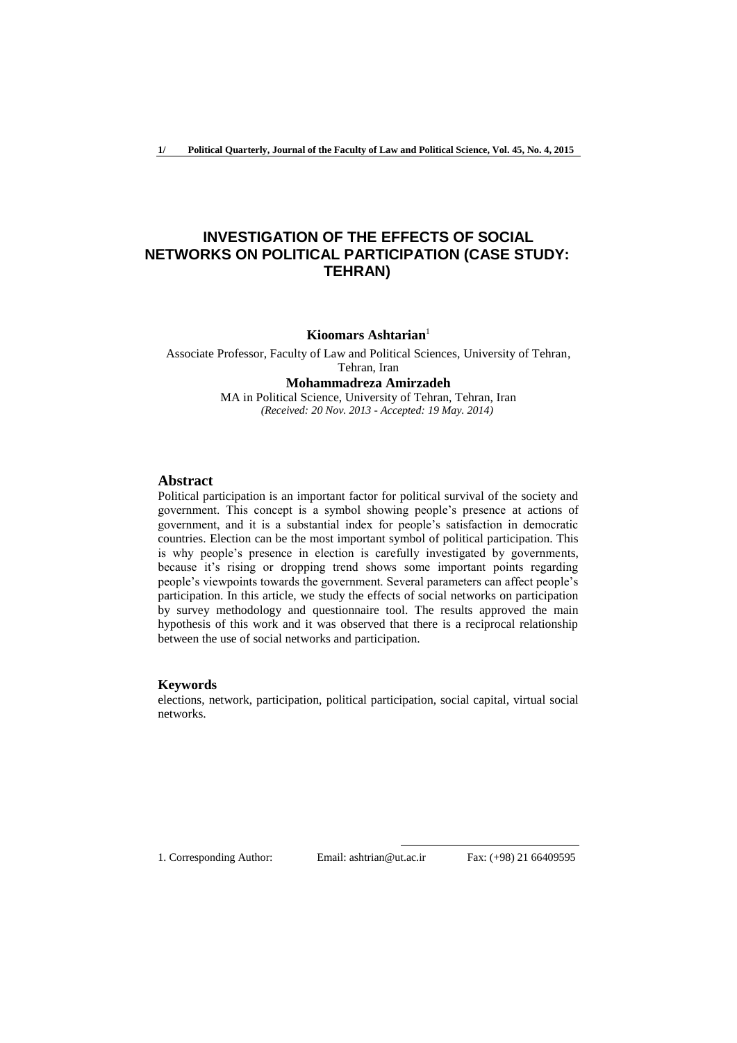# INVESTIGATION OF THE EFFECTS OF SOCIAL NETWORKS ON POLITICAL PARTICIPATION (CASE STUDY: TEHRAN)

**Kioomars Ashtarian**[1]

Associate Professor, Faculty of Law and Political Sciences, University of Tehran, Tehran, Iran

**Mohammadreza Amirzadeh**

MA in Political Science, University of Tehran, Tehran, Iran

*(Received: 20 Nov. 2013 - Accepted: 19 May. 2014)*

## Abstract

Political participation is an important factor for political survival of the society and government. This concept is a symbol showing people's presence at actions of government, and it is a substantial index for people's satisfaction in democratic countries. Election can be the most important symbol of political participation. This is why people's presence in election is carefully investigated by governments, because it's rising or dropping trend shows some important points regarding people's viewpoints towards the government. Several parameters can affect people's participation. In this article, we study the effects of social networks on participation by survey methodology and questionnaire tool. The results approved the main hypothesis of this work and it was observed that there is a reciprocal relationship between the use of social networks and participation.

## Keywords

elections, network, participation, political participation, social capital, virtual social networks.

---

1. Corresponding Author: Email: ashtrian@ut.ac.ir Fax: (+98) 21 66409595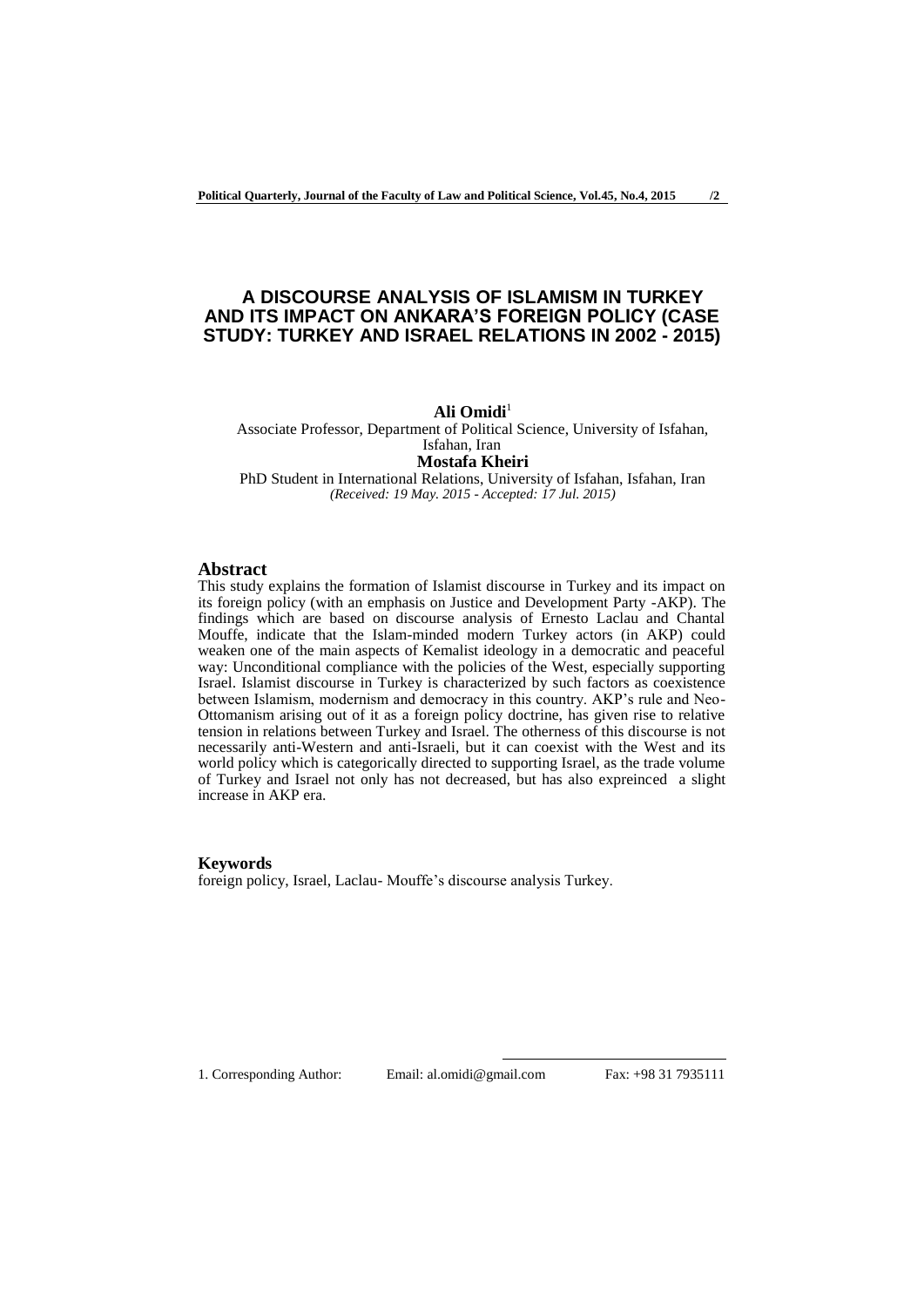# A DISCOURSE ANALYSIS OF ISLAMISM IN TURKEY AND ITS IMPACT ON ANKARA'S FOREIGN POLICY (CASE STUDY: TURKEY AND ISRAEL RELATIONS IN 2002 - 2015)

**Ali Omidi**[1]

Associate Professor, Department of Political Science, University of Isfahan, Isfahan, Iran

**Mostafa Kheiri**

PhD Student in International Relations, University of Isfahan, Isfahan, Iran

*(Received: 19 May. 2015 - Accepted: 17 Jul. 2015)*

## Abstract

This study explains the formation of Islamist discourse in Turkey and its impact on its foreign policy (with an emphasis on Justice and Development Party -AKP). The findings which are based on discourse analysis of Ernesto Laclau and Chantal Mouffe, indicate that the Islam-minded modern Turkey actors (in AKP) could weaken one of the main aspects of Kemalist ideology in a democratic and peaceful way: Unconditional compliance with the policies of the West, especially supporting Israel. Islamist discourse in Turkey is characterized by such factors as coexistence between Islamism, modernism and democracy in this country. AKP's rule and Neo-Ottomanism arising out of it as a foreign policy doctrine, has given rise to relative tension in relations between Turkey and Israel. The otherness of this discourse is not necessarily anti-Western and anti-Israeli, but it can coexist with the West and its world policy which is categorically directed to supporting Israel, as the trade volume of Turkey and Israel not only has not decreased, but has also expreinced a slight increase in AKP era.

## Keywords

foreign policy, Israel, Laclau- Mouffe's discourse analysis Turkey.

---

1. Corresponding Author: Email: al.omidi@gmail.com Fax: +98 31 7935111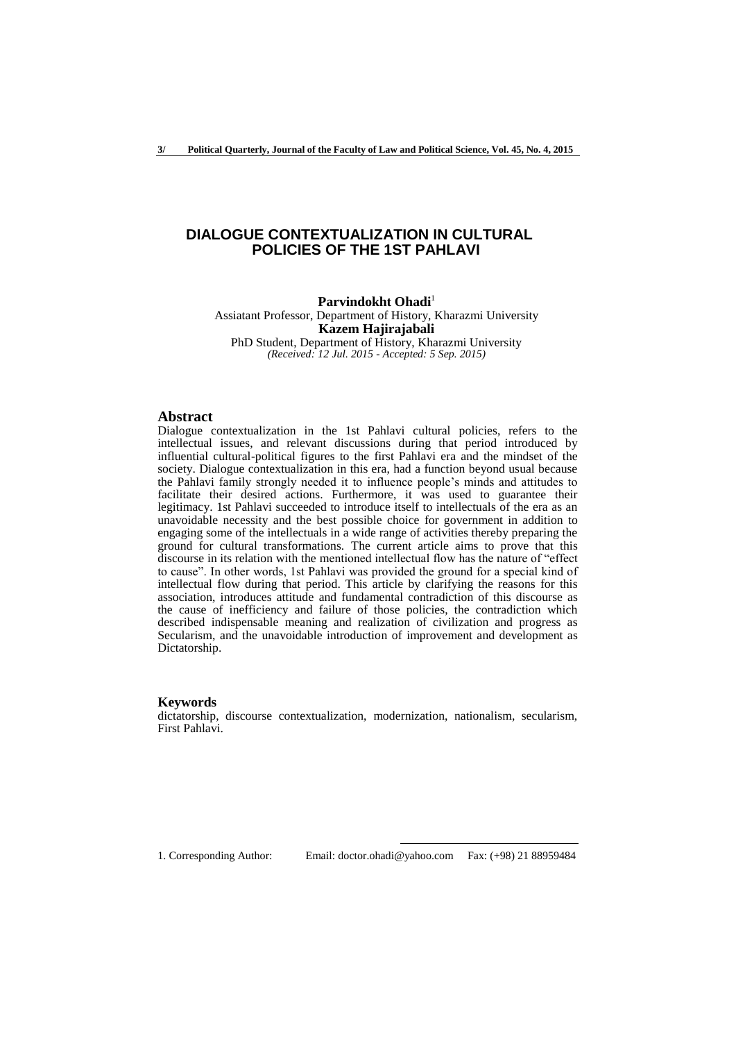# DIALOGUE CONTEXTUALIZATION IN CULTURAL POLICIES OF THE 1ST PAHLAVI

**Parvindokht Ohadi**[1]
Assiatant Professor, Department of History, Kharazmi University
**Kazem Hajirajabali**
PhD Student, Department of History, Kharazmi University
*(Received: 12 Jul. 2015 - Accepted: 5 Sep. 2015)*

## Abstract

Dialogue contextualization in the 1st Pahlavi cultural policies, refers to the intellectual issues, and relevant discussions during that period introduced by influential cultural-political figures to the first Pahlavi era and the mindset of the society. Dialogue contextualization in this era, had a function beyond usual because the Pahlavi family strongly needed it to influence people's minds and attitudes to facilitate their desired actions. Furthermore, it was used to guarantee their legitimacy. 1st Pahlavi succeeded to introduce itself to intellectuals of the era as an unavoidable necessity and the best possible choice for government in addition to engaging some of the intellectuals in a wide range of activities thereby preparing the ground for cultural transformations. The current article aims to prove that this discourse in its relation with the mentioned intellectual flow has the nature of "effect to cause". In other words, 1st Pahlavi was provided the ground for a special kind of intellectual flow during that period. This article by clarifying the reasons for this association, introduces attitude and fundamental contradiction of this discourse as the cause of inefficiency and failure of those policies, the contradiction which described indispensable meaning and realization of civilization and progress as Secularism, and the unavoidable introduction of improvement and development as Dictatorship.

## Keywords

dictatorship, discourse contextualization, modernization, nationalism, secularism, First Pahlavi.

1. Corresponding Author: Email: doctor.ohadi@yahoo.com Fax: (+98) 21 88959484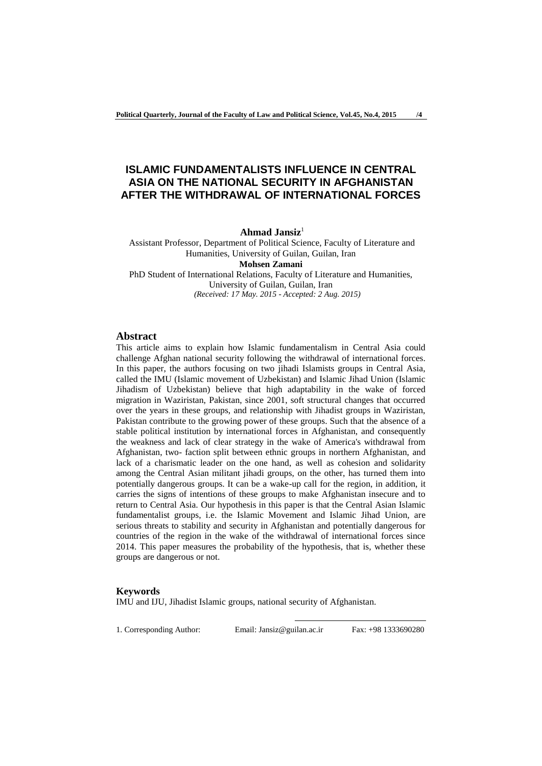# ISLAMIC FUNDAMENTALISTS INFLUENCE IN CENTRAL ASIA ON THE NATIONAL SECURITY IN AFGHANISTAN AFTER THE WITHDRAWAL OF INTERNATIONAL FORCES

**Ahmad Jansiz**[1]

Assistant Professor, Department of Political Science, Faculty of Literature and Humanities, University of Guilan, Guilan, Iran

**Mohsen Zamani**

PhD Student of International Relations, Faculty of Literature and Humanities, University of Guilan, Guilan, Iran

*(Received: 17 May. 2015 - Accepted: 2 Aug. 2015)*

## Abstract

This article aims to explain how Islamic fundamentalism in Central Asia could challenge Afghan national security following the withdrawal of international forces. In this paper, the authors focusing on two jihadi Islamists groups in Central Asia, called the IMU (Islamic movement of Uzbekistan) and Islamic Jihad Union (Islamic Jihadism of Uzbekistan) believe that high adaptability in the wake of forced migration in Waziristan, Pakistan, since 2001, soft structural changes that occurred over the years in these groups, and relationship with Jihadist groups in Waziristan, Pakistan contribute to the growing power of these groups. Such that the absence of a stable political institution by international forces in Afghanistan, and consequently the weakness and lack of clear strategy in the wake of America's withdrawal from Afghanistan, two- faction split between ethnic groups in northern Afghanistan, and lack of a charismatic leader on the one hand, as well as cohesion and solidarity among the Central Asian militant jihadi groups, on the other, has turned them into potentially dangerous groups. It can be a wake-up call for the region, in addition, it carries the signs of intentions of these groups to make Afghanistan insecure and to return to Central Asia. Our hypothesis in this paper is that the Central Asian Islamic fundamentalist groups, i.e. the Islamic Movement and Islamic Jihad Union, are serious threats to stability and security in Afghanistan and potentially dangerous for countries of the region in the wake of the withdrawal of international forces since 2014. This paper measures the probability of the hypothesis, that is, whether these groups are dangerous or not.

## Keywords

IMU and IJU, Jihadist Islamic groups, national security of Afghanistan.

1. Corresponding Author: Email: Jansiz@guilan.ac.ir Fax: +98 1333690280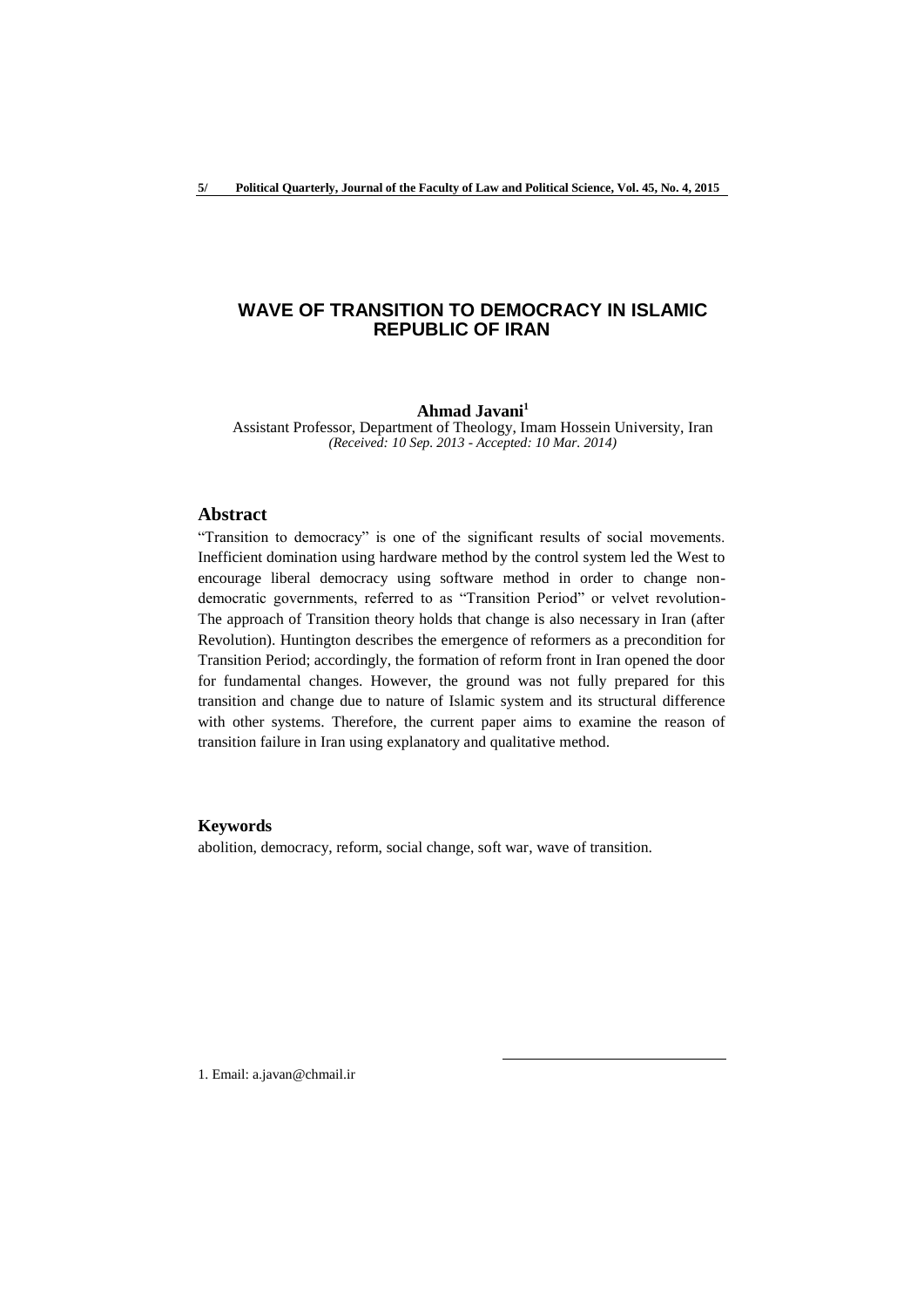# WAVE OF TRANSITION TO DEMOCRACY IN ISLAMIC REPUBLIC OF IRAN

**Ahmad Javani**[1]

Assistant Professor, Department of Theology, Imam Hossein University, Iran

*(Received: 10 Sep. 2013 - Accepted: 10 Mar. 2014)*

## Abstract

"Transition to democracy" is one of the significant results of social movements. Inefficient domination using hardware method by the control system led the West to encourage liberal democracy using software method in order to change non-democratic governments, referred to as "Transition Period" or velvet revolution- The approach of Transition theory holds that change is also necessary in Iran (after Revolution). Huntington describes the emergence of reformers as a precondition for Transition Period; accordingly, the formation of reform front in Iran opened the door for fundamental changes. However, the ground was not fully prepared for this transition and change due to nature of Islamic system and its structural difference with other systems. Therefore, the current paper aims to examine the reason of transition failure in Iran using explanatory and qualitative method.

### Keywords

abolition, democracy, reform, social change, soft war, wave of transition.

1. Email: a.javan@chmail.ir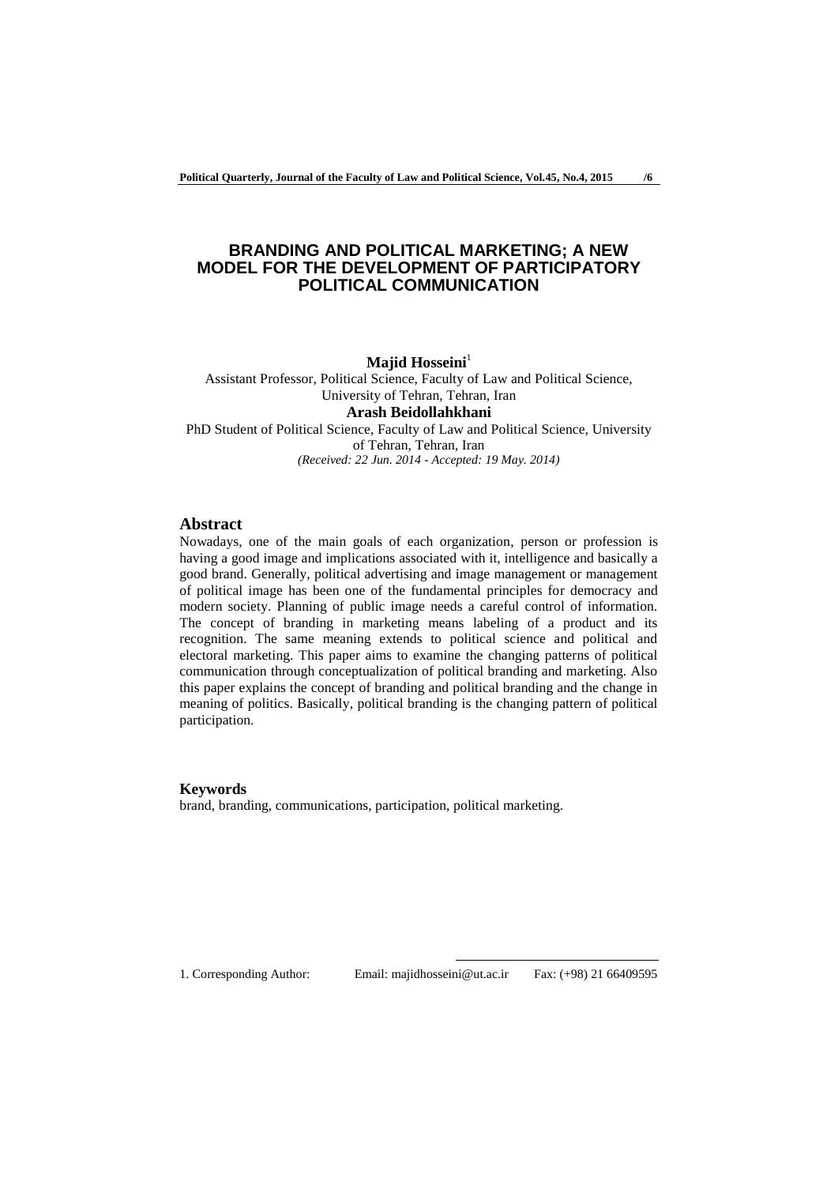# BRANDING AND POLITICAL MARKETING; A NEW MODEL FOR THE DEVELOPMENT OF PARTICIPATORY POLITICAL COMMUNICATION

**Majid Hosseini**[1]

Assistant Professor, Political Science, Faculty of Law and Political Science, University of Tehran, Tehran, Iran

**Arash Beidollahkhani**

PhD Student of Political Science, Faculty of Law and Political Science, University of Tehran, Tehran, Iran

*(Received: 22 Jun. 2014 - Accepted: 19 May. 2014)*

## Abstract

Nowadays, one of the main goals of each organization, person or profession is having a good image and implications associated with it, intelligence and basically a good brand. Generally, political advertising and image management or management of political image has been one of the fundamental principles for democracy and modern society. Planning of public image needs a careful control of information. The concept of branding in marketing means labeling of a product and its recognition. The same meaning extends to political science and political and electoral marketing. This paper aims to examine the changing patterns of political communication through conceptualization of political branding and marketing. Also this paper explains the concept of branding and political branding and the change in meaning of politics. Basically, political branding is the changing pattern of political participation.

## Keywords

brand, branding, communications, participation, political marketing.

1. Corresponding Author: Email: majidhosseini@ut.ac.ir Fax: (+98) 21 66409595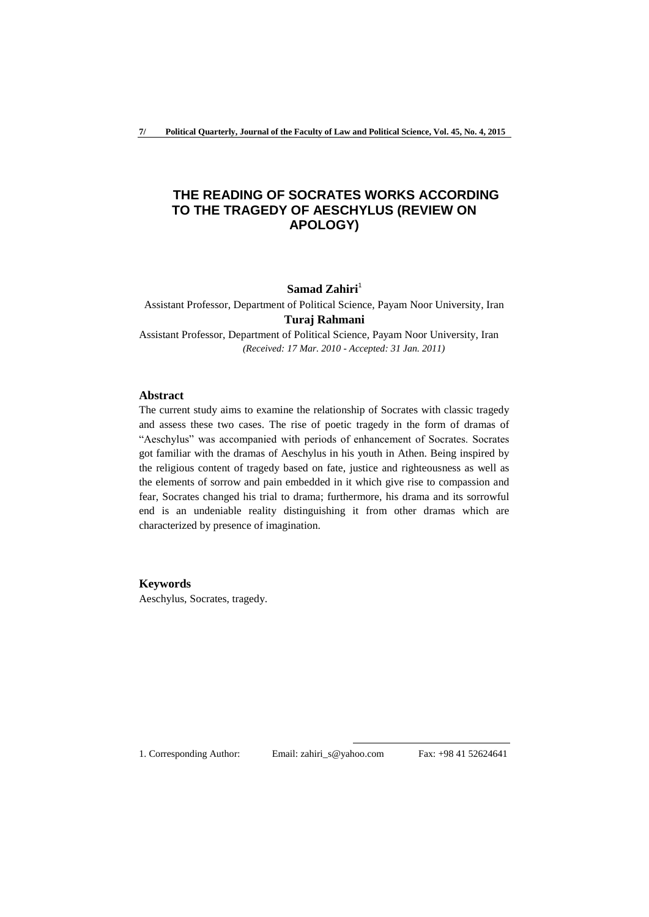# THE READING OF SOCRATES WORKS ACCORDING TO THE TRAGEDY OF AESCHYLUS (REVIEW ON APOLOGY)

**Samad Zahiri**[1]

Assistant Professor, Department of Political Science, Payam Noor University, Iran

**Turaj Rahmani**

Assistant Professor, Department of Political Science, Payam Noor University, Iran

*(Received: 17 Mar. 2010 - Accepted: 31 Jan. 2011)*

## Abstract

The current study aims to examine the relationship of Socrates with classic tragedy and assess these two cases. The rise of poetic tragedy in the form of dramas of "Aeschylus" was accompanied with periods of enhancement of Socrates. Socrates got familiar with the dramas of Aeschylus in his youth in Athen. Being inspired by the religious content of tragedy based on fate, justice and righteousness as well as the elements of sorrow and pain embedded in it which give rise to compassion and fear, Socrates changed his trial to drama; furthermore, his drama and its sorrowful end is an undeniable reality distinguishing it from other dramas which are characterized by presence of imagination.

## Keywords

Aeschylus, Socrates, tragedy.

1. Corresponding Author: Email: zahiri_s@yahoo.com Fax: +98 41 52624641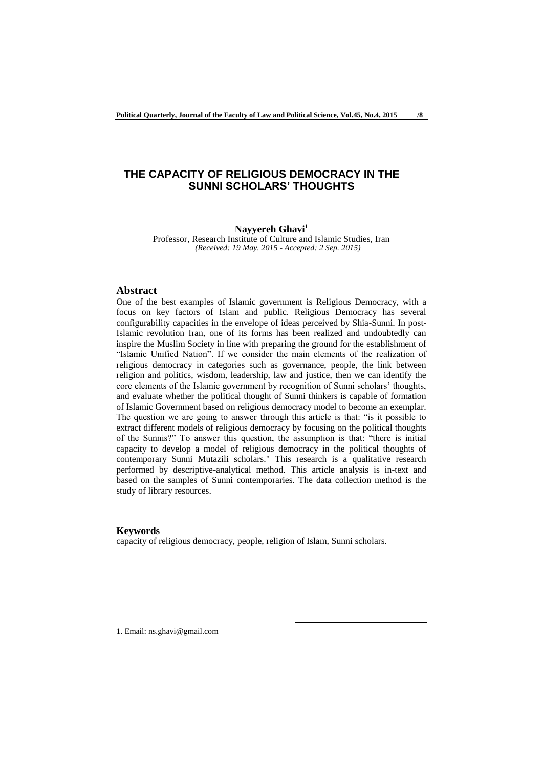# THE CAPACITY OF RELIGIOUS DEMOCRACY IN THE SUNNI SCHOLARS' THOUGHTS

**Nayyereh Ghavi**[1]

Professor, Research Institute of Culture and Islamic Studies, Iran

*(Received: 19 May. 2015 - Accepted: 2 Sep. 2015)*

## Abstract

One of the best examples of Islamic government is Religious Democracy, with a focus on key factors of Islam and public. Religious Democracy has several configurability capacities in the envelope of ideas perceived by Shia-Sunni. In post-Islamic revolution Iran, one of its forms has been realized and undoubtedly can inspire the Muslim Society in line with preparing the ground for the establishment of "Islamic Unified Nation". If we consider the main elements of the realization of religious democracy in categories such as governance, people, the link between religion and politics, wisdom, leadership, law and justice, then we can identify the core elements of the Islamic government by recognition of Sunni scholars' thoughts, and evaluate whether the political thought of Sunni thinkers is capable of formation of Islamic Government based on religious democracy model to become an exemplar. The question we are going to answer through this article is that: "is it possible to extract different models of religious democracy by focusing on the political thoughts of the Sunnis?" To answer this question, the assumption is that: "there is initial capacity to develop a model of religious democracy in the political thoughts of contemporary Sunni Mutazili scholars." This research is a qualitative research performed by descriptive-analytical method. This article analysis is in-text and based on the samples of Sunni contemporaries. The data collection method is the study of library resources.

## Keywords

capacity of religious democracy, people, religion of Islam, Sunni scholars.

---

1. Email: ns.ghavi@gmail.com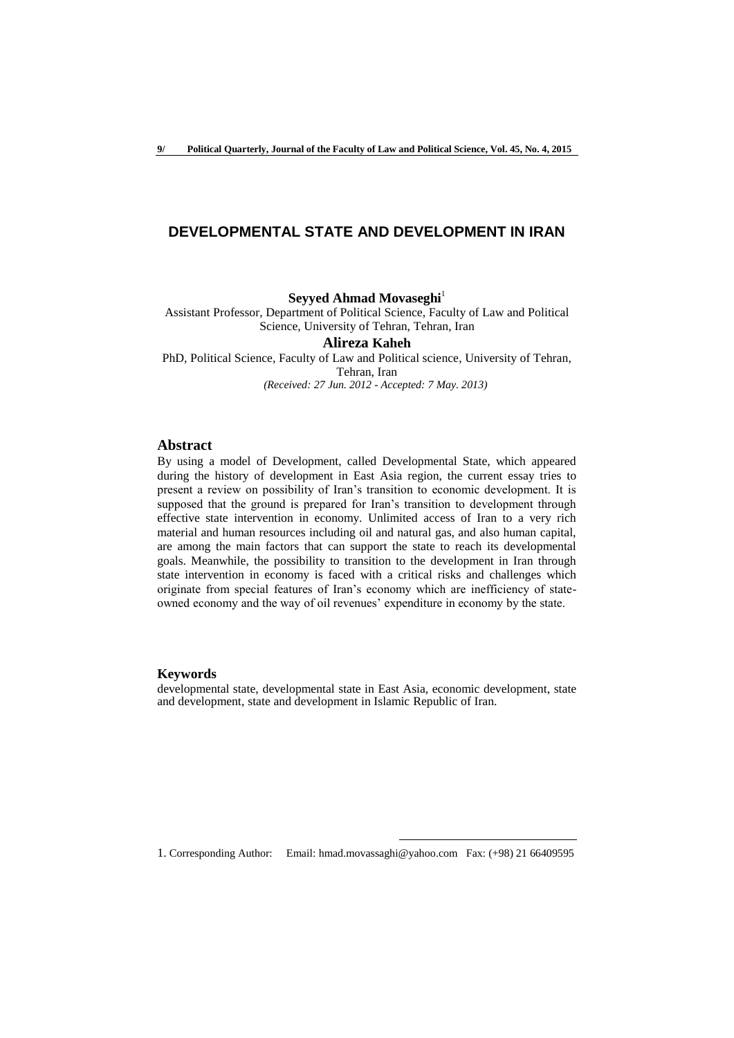# DEVELOPMENTAL STATE AND DEVELOPMENT IN IRAN

**Seyyed Ahmad Movaseghi**[1]

Assistant Professor, Department of Political Science, Faculty of Law and Political Science, University of Tehran, Tehran, Iran

**Alireza Kaheh**

PhD, Political Science, Faculty of Law and Political science, University of Tehran, Tehran, Iran

*(Received: 27 Jun. 2012 - Accepted: 7 May. 2013)*

## Abstract

By using a model of Development, called Developmental State, which appeared during the history of development in East Asia region, the current essay tries to present a review on possibility of Iran's transition to economic development. It is supposed that the ground is prepared for Iran's transition to development through effective state intervention in economy. Unlimited access of Iran to a very rich material and human resources including oil and natural gas, and also human capital, are among the main factors that can support the state to reach its developmental goals. Meanwhile, the possibility to transition to the development in Iran through state intervention in economy is faced with a critical risks and challenges which originate from special features of Iran's economy which are inefficiency of state-owned economy and the way of oil revenues' expenditure in economy by the state.

## Keywords

developmental state, developmental state in East Asia, economic development, state and development, state and development in Islamic Republic of Iran.

1. Corresponding Author: Email: hmad.movassaghi@yahoo.com Fax: (+98) 21 66409595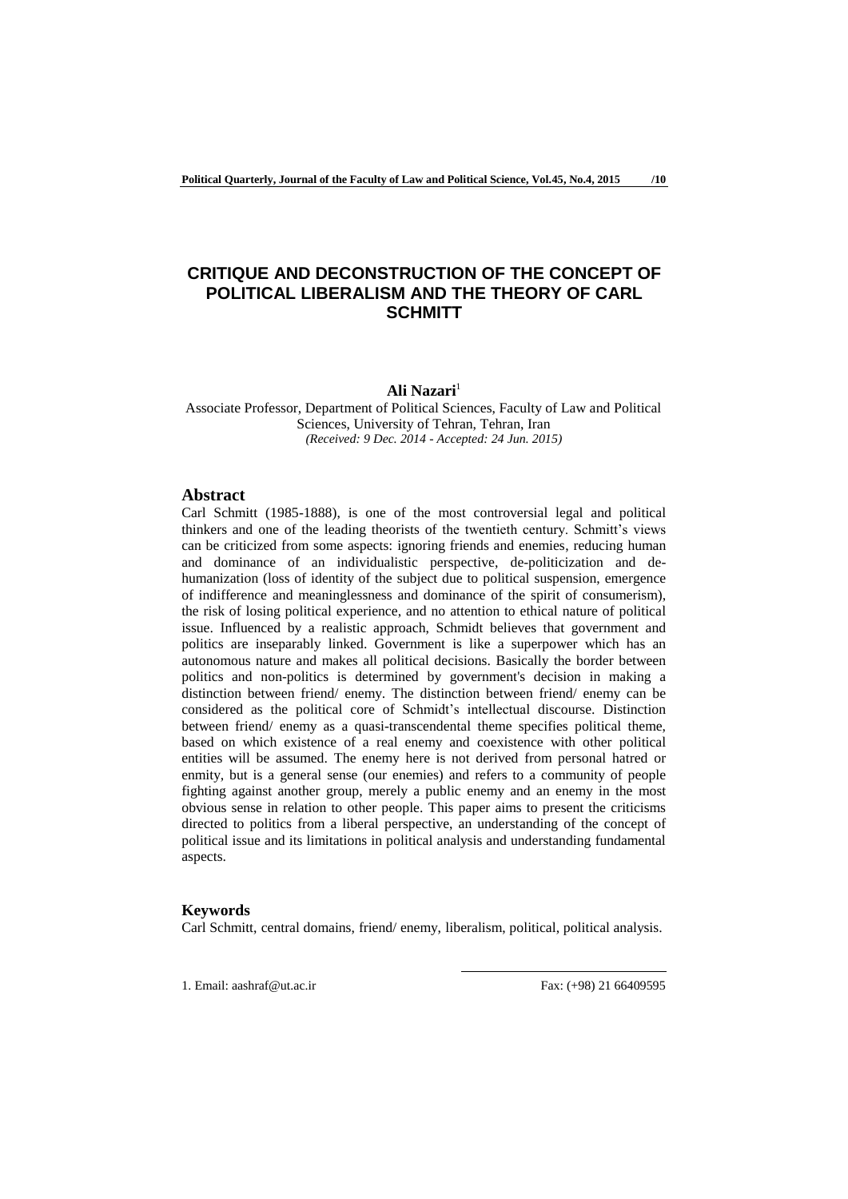# CRITIQUE AND DECONSTRUCTION OF THE CONCEPT OF POLITICAL LIBERALISM AND THE THEORY OF CARL SCHMITT

**Ali Nazari**[1]

Associate Professor, Department of Political Sciences, Faculty of Law and Political Sciences, University of Tehran, Tehran, Iran

*(Received: 9 Dec. 2014 - Accepted: 24 Jun. 2015)*

## Abstract

Carl Schmitt (1985-1888), is one of the most controversial legal and political thinkers and one of the leading theorists of the twentieth century. Schmitt's views can be criticized from some aspects: ignoring friends and enemies, reducing human and dominance of an individualistic perspective, de-politicization and de-humanization (loss of identity of the subject due to political suspension, emergence of indifference and meaninglessness and dominance of the spirit of consumerism), the risk of losing political experience, and no attention to ethical nature of political issue. Influenced by a realistic approach, Schmidt believes that government and politics are inseparably linked. Government is like a superpower which has an autonomous nature and makes all political decisions. Basically the border between politics and non-politics is determined by government's decision in making a distinction between friend/ enemy. The distinction between friend/ enemy can be considered as the political core of Schmidt's intellectual discourse. Distinction between friend/ enemy as a quasi-transcendental theme specifies political theme, based on which existence of a real enemy and coexistence with other political entities will be assumed. The enemy here is not derived from personal hatred or enmity, but is a general sense (our enemies) and refers to a community of people fighting against another group, merely a public enemy and an enemy in the most obvious sense in relation to other people. This paper aims to present the criticisms directed to politics from a liberal perspective, an understanding of the concept of political issue and its limitations in political analysis and understanding fundamental aspects.

## Keywords

Carl Schmitt, central domains, friend/ enemy, liberalism, political, political analysis.

---

1. Email: aashraf@ut.ac.ir Fax: (+98) 21 66409595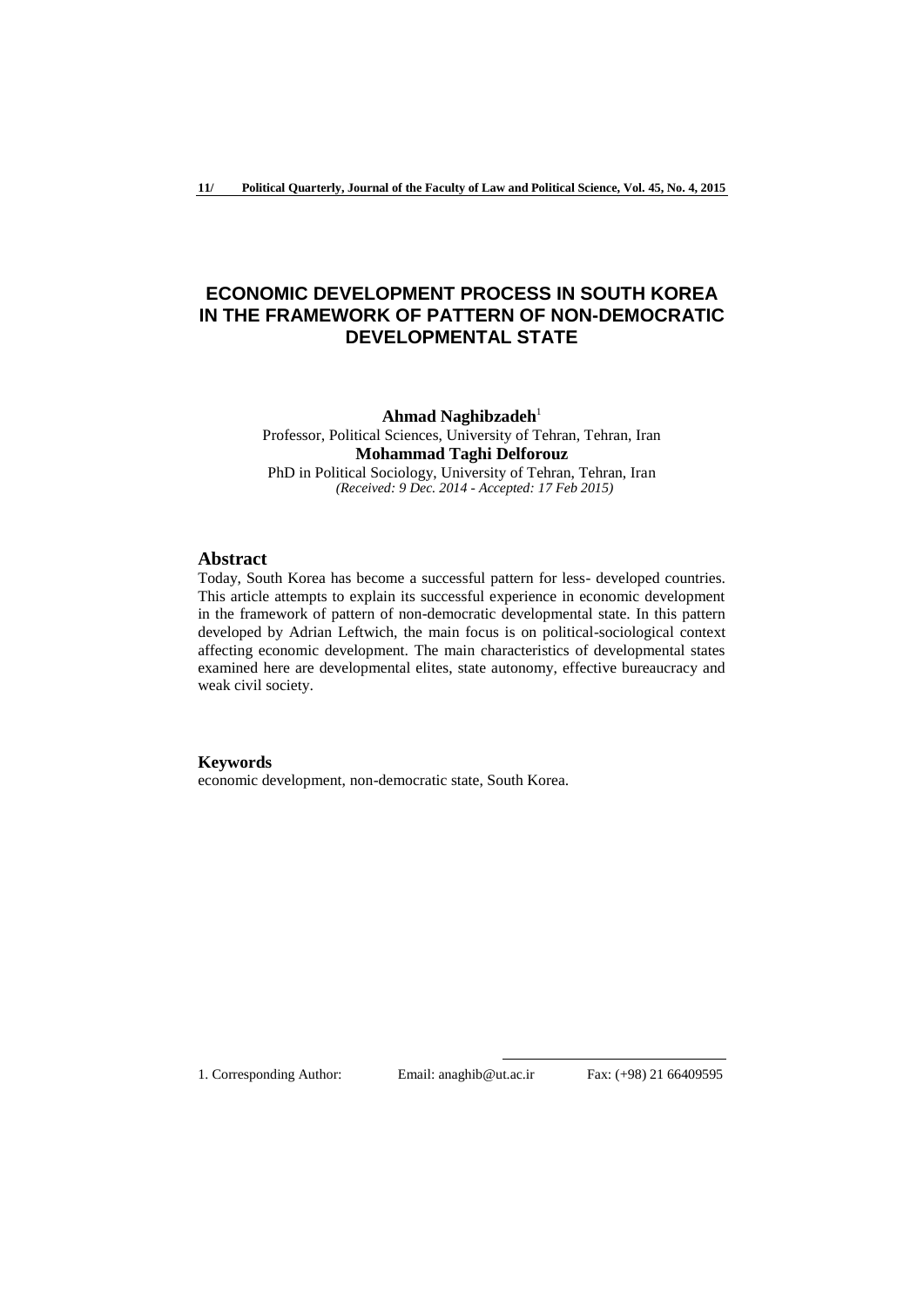# ECONOMIC DEVELOPMENT PROCESS IN SOUTH KOREA IN THE FRAMEWORK OF PATTERN OF NON-DEMOCRATIC DEVELOPMENTAL STATE

**Ahmad Naghibzadeh**[1]
Professor, Political Sciences, University of Tehran, Tehran, Iran

**Mohammad Taghi Delforouz**
PhD in Political Sociology, University of Tehran, Tehran, Iran

*(Received: 9 Dec. 2014 - Accepted: 17 Feb 2015)*

## Abstract

Today, South Korea has become a successful pattern for less- developed countries. This article attempts to explain its successful experience in economic development in the framework of pattern of non-democratic developmental state. In this pattern developed by Adrian Leftwich, the main focus is on political-sociological context affecting economic development. The main characteristics of developmental states examined here are developmental elites, state autonomy, effective bureaucracy and weak civil society.

## Keywords

economic development, non-democratic state, South Korea.

1. Corresponding Author: Email: anaghib@ut.ac.ir Fax: (+98) 21 66409595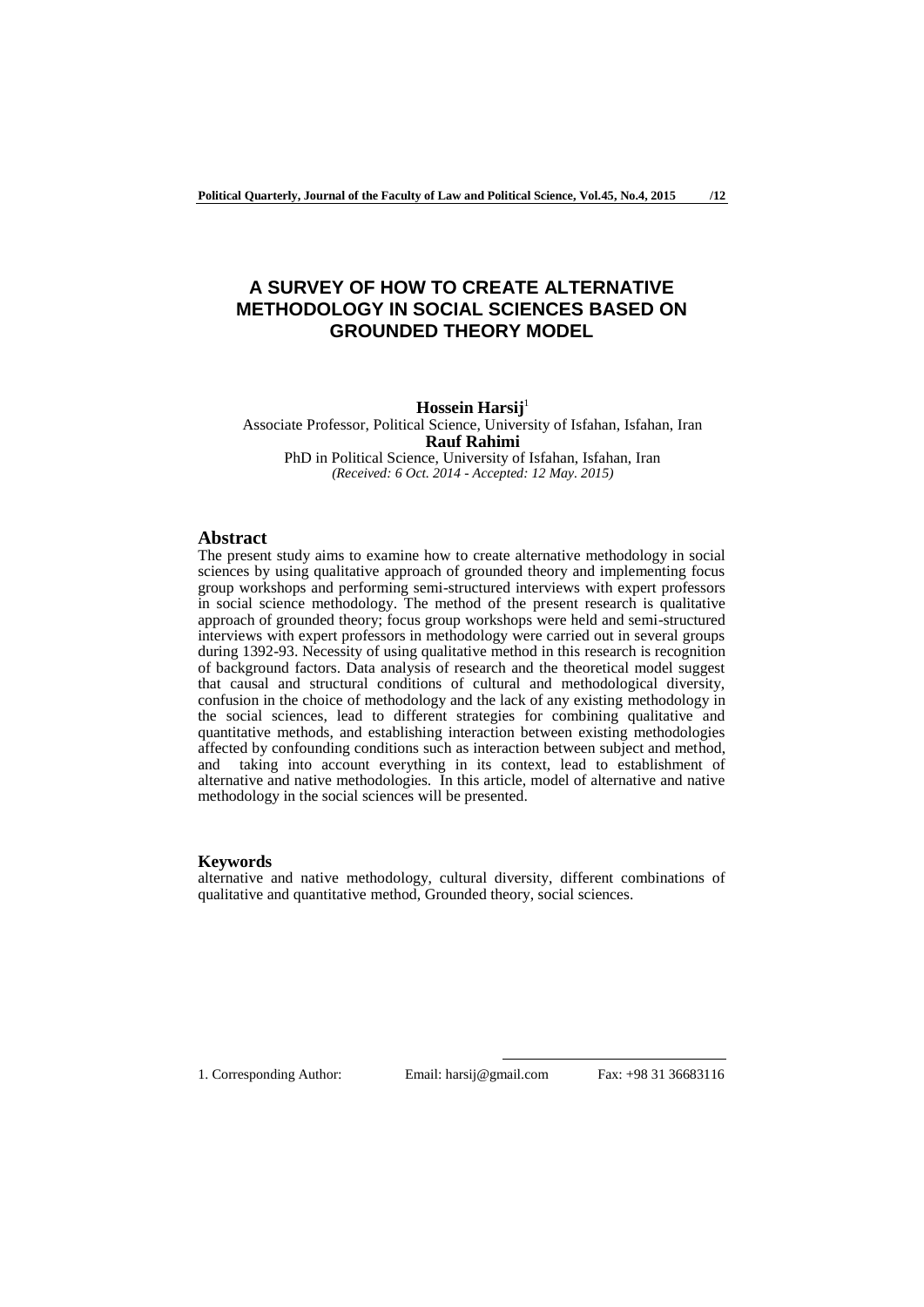# A SURVEY OF HOW TO CREATE ALTERNATIVE METHODOLOGY IN SOCIAL SCIENCES BASED ON GROUNDED THEORY MODEL

**Hossein Harsij**[1]

Associate Professor, Political Science, University of Isfahan, Isfahan, Iran

**Rauf Rahimi**

PhD in Political Science, University of Isfahan, Isfahan, Iran

*(Received: 6 Oct. 2014 - Accepted: 12 May. 2015)*

## Abstract

The present study aims to examine how to create alternative methodology in social sciences by using qualitative approach of grounded theory and implementing focus group workshops and performing semi-structured interviews with expert professors in social science methodology. The method of the present research is qualitative approach of grounded theory; focus group workshops were held and semi-structured interviews with expert professors in methodology were carried out in several groups during 1392-93. Necessity of using qualitative method in this research is recognition of background factors. Data analysis of research and the theoretical model suggest that causal and structural conditions of cultural and methodological diversity, confusion in the choice of methodology and the lack of any existing methodology in the social sciences, lead to different strategies for combining qualitative and quantitative methods, and establishing interaction between existing methodologies affected by confounding conditions such as interaction between subject and method, and taking into account everything in its context, lead to establishment of alternative and native methodologies. In this article, model of alternative and native methodology in the social sciences will be presented.

## Keywords

alternative and native methodology, cultural diversity, different combinations of qualitative and quantitative method, Grounded theory, social sciences.

---

1. Corresponding Author: Email: harsij@gmail.com Fax: +98 31 36683116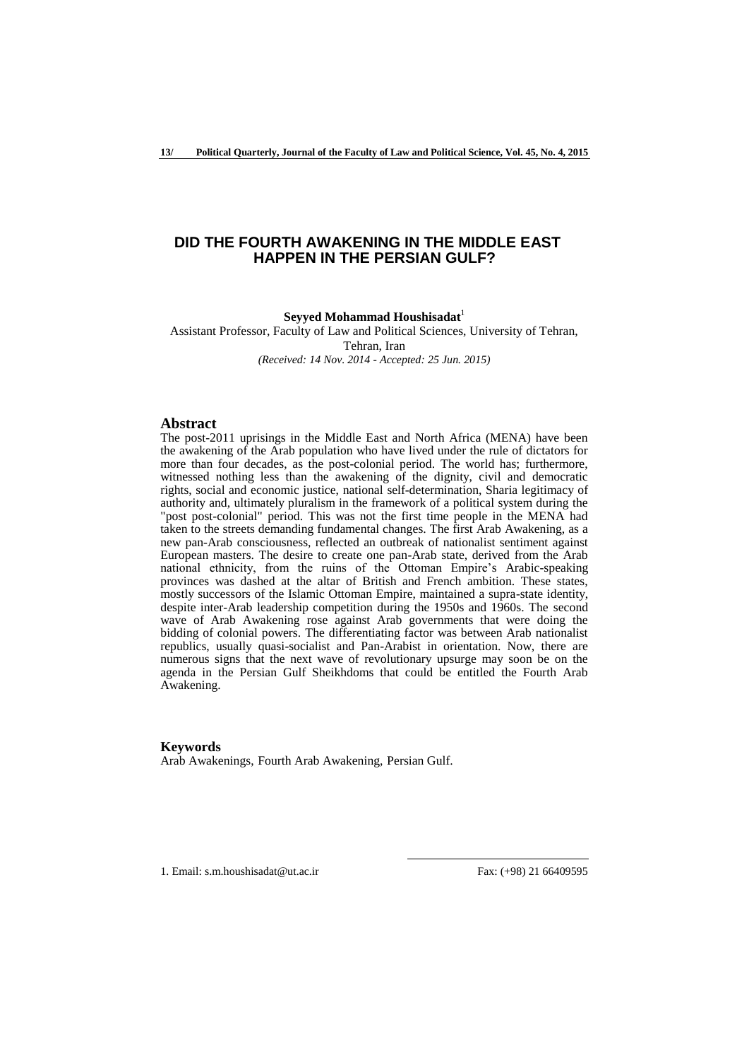# DID THE FOURTH AWAKENING IN THE MIDDLE EAST HAPPEN IN THE PERSIAN GULF?

**Seyyed Mohammad Houshisadat**[1]

Assistant Professor, Faculty of Law and Political Sciences, University of Tehran, Tehran, Iran

*(Received: 14 Nov. 2014 - Accepted: 25 Jun. 2015)*

## Abstract

The post-2011 uprisings in the Middle East and North Africa (MENA) have been the awakening of the Arab population who have lived under the rule of dictators for more than four decades, as the post-colonial period. The world has; furthermore, witnessed nothing less than the awakening of the dignity, civil and democratic rights, social and economic justice, national self-determination, Sharia legitimacy of authority and, ultimately pluralism in the framework of a political system during the "post post-colonial" period. This was not the first time people in the MENA had taken to the streets demanding fundamental changes. The first Arab Awakening, as a new pan-Arab consciousness, reflected an outbreak of nationalist sentiment against European masters. The desire to create one pan-Arab state, derived from the Arab national ethnicity, from the ruins of the Ottoman Empire's Arabic-speaking provinces was dashed at the altar of British and French ambition. These states, mostly successors of the Islamic Ottoman Empire, maintained a supra-state identity, despite inter-Arab leadership competition during the 1950s and 1960s. The second wave of Arab Awakening rose against Arab governments that were doing the bidding of colonial powers. The differentiating factor was between Arab nationalist republics, usually quasi-socialist and Pan-Arabist in orientation. Now, there are numerous signs that the next wave of revolutionary upsurge may soon be on the agenda in the Persian Gulf Sheikhdoms that could be entitled the Fourth Arab Awakening.

## Keywords

Arab Awakenings, Fourth Arab Awakening, Persian Gulf.

1. Email: s.m.houshisadat@ut.ac.ir Fax: (+98) 21 66409595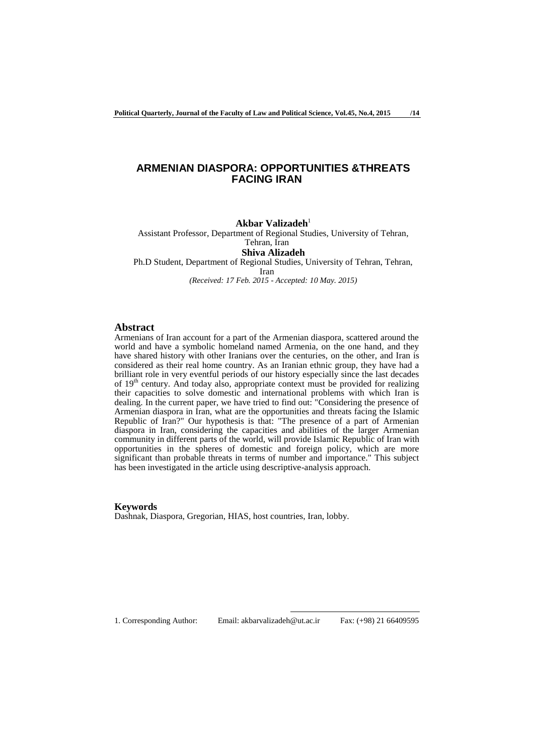# ARMENIAN DIASPORA: OPPORTUNITIES &THREATS FACING IRAN

**Akbar Valizadeh**[1]
Assistant Professor, Department of Regional Studies, University of Tehran, Tehran, Iran

**Shiva Alizadeh**
Ph.D Student, Department of Regional Studies, University of Tehran, Tehran, Iran

*(Received: 17 Feb. 2015 - Accepted: 10 May. 2015)*

## Abstract

Armenians of Iran account for a part of the Armenian diaspora, scattered around the world and have a symbolic homeland named Armenia, on the one hand, and they have shared history with other Iranians over the centuries, on the other, and Iran is considered as their real home country. As an Iranian ethnic group, they have had a brilliant role in very eventful periods of our history especially since the last decades of 19th century. And today also, appropriate context must be provided for realizing their capacities to solve domestic and international problems with which Iran is dealing. In the current paper, we have tried to find out: "Considering the presence of Armenian diaspora in Iran, what are the opportunities and threats facing the Islamic Republic of Iran?" Our hypothesis is that: "The presence of a part of Armenian diaspora in Iran, considering the capacities and abilities of the larger Armenian community in different parts of the world, will provide Islamic Republic of Iran with opportunities in the spheres of domestic and foreign policy, which are more significant than probable threats in terms of number and importance." This subject has been investigated in the article using descriptive-analysis approach.

## Keywords

Dashnak, Diaspora, Gregorian, HIAS, host countries, Iran, lobby.

1. Corresponding Author: Email: akbarvalizadeh@ut.ac.ir Fax: (+98) 21 66409595